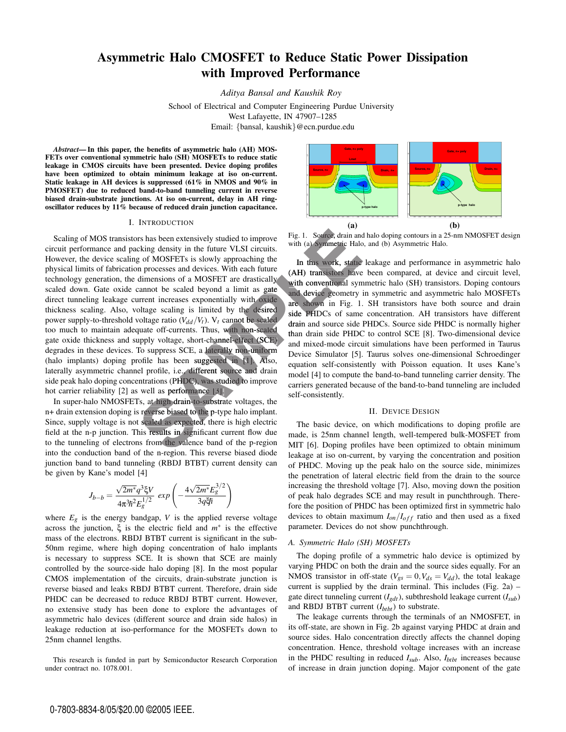# Asymmetric Halo CMOSFET to Reduce Static Power Dissipation with Improved Performance

*Aditya Bansal and Kaushik Roy*

School of Electrical and Computer Engineering Purdue University
West Lafayette, IN 47907–1285
Email: {bansal, kaushik}@ecn.purdue.edu

***Abstract*— In this paper, the benefits of asymmetric halo (AH) MOSFETs over conventional symmetric halo (SH) MOSFETs to reduce static leakage in CMOS circuits have been presented. Device doping profiles have been optimized to obtain minimum leakage at iso on-current. Static leakage in AH devices is suppressed (61% in NMOS and 90% in PMOSFET) due to reduced band-to-band tunneling current in reverse biased drain-substrate junctions. At iso on-current, delay in AH ring-oscillator reduces by 11% because of reduced drain junction capacitance.**

## I. Introduction

Scaling of MOS transistors has been extensively studied to improve circuit performance and packing density in the future VLSI circuits. However, the device scaling of MOSFETs is slowly approaching the physical limits of fabrication processes and devices. With each future technology generation, the dimensions of a MOSFET are drastically scaled down. Gate oxide cannot be scaled beyond a limit as gate direct tunneling leakage current increases exponentially with oxide thickness scaling. Also, voltage scaling is limited by the desired power supply-to-threshold voltage ratio ($V_{dd}/V_t$). $V_t$ cannot be scaled too much to maintain adequate off-currents. Thus, with non-scaled gate oxide thickness and supply voltage, short-channel-effect (SCE) degrades in these devices. To suppress SCE, a laterally non-uniform (halo implants) doping profile has been suggested in [1]. Also, laterally asymmetric channel profile, i.e., different source and drain side peak halo doping concentrations (PHDC), was studied to improve hot carrier reliability [2] as well as performance [3].

In super-halo NMOSFETs, at high drain-to-substrate voltages, the n+ drain extension doping is reverse biased to the p-type halo implant. Since, supply voltage is not scaled as expected, there is high electric field at the n-p junction. This results in significant current flow due to the tunneling of electrons from the valence band of the p-region into the conduction band of the n-region. This reverse biased diode junction band to band tunneling (RBDJ BTBT) current density can be given by Kane's model [4]

$$J_{b-b} = \frac{\sqrt{2m^*}q^3\xi V}{4\pi^3\hbar^2 E_g^{1/2}}\ exp\left(-\frac{4\sqrt{2m^*}E_g^{3/2}}{3q\xi\hbar}\right)$$

where $E_g$ is the energy bandgap, $V$ is the applied reverse voltage across the junction, $\xi$ is the electric field and $m^*$ is the effective mass of the electrons. RBDJ BTBT current is significant in the sub-50nm regime, where high doping concentration of halo implants is necessary to suppress SCE. It is shown that SCE are mainly controlled by the source-side halo doping [8]. In the most popular CMOS implementation of the circuits, drain-substrate junction is reverse biased and leaks RBDJ BTBT current. Therefore, drain side PHDC can be decreased to reduce RBDJ BTBT current. However, no extensive study has been done to explore the advantages of asymmetric halo devices (different source and drain side halos) in leakage reduction at iso-performance for the MOSFETs down to 25nm channel lengths.

This research is funded in part by Semiconductor Research Corporation under contract no. 1078.001.

Fig. 1. Source, drain and halo doping contours in a 25-nm NMOSFET design with (a) Symmetric Halo, and (b) Asymmetric Halo.

In this work, static leakage and performance in asymmetric halo (AH) transistors have been compared, at device and circuit level, with conventional symmetric halo (SH) transistors. Doping contours and device geometry in symmetric and asymmetric halo MOSFETs are shown in Fig. 1. SH transistors have both source and drain side PHDCs of same concentration. AH transistors have different drain and source side PHDCs. Source side PHDC is normally higher than drain side PHDC to control SCE [8]. Two-dimensional device and mixed-mode circuit simulations have been performed in Taurus Device Simulator [5]. Taurus solves one-dimensional Schroedinger equation self-consistently with Poisson equation. It uses Kane's model [4] to compute the band-to-band tunneling carrier density. The carriers generated because of the band-to-band tunneling are included self-consistently.

## II. Device Design

The basic device, on which modifications to doping profile are made, is 25nm channel length, well-tempered bulk-MOSFET from MIT [6]. Doping profiles have been optimized to obtain minimum leakage at iso on-current, by varying the concentration and position of PHDC. Moving up the peak halo on the source side, minimizes the penetration of lateral electric field from the drain to the source increasing the threshold voltage [7]. Also, moving down the position of peak halo degrades SCE and may result in punchthrough. Therefore the position of PHDC has been optimized first in symmetric halo devices to obtain maximum $I_{on}/I_{off}$ ratio and then used as a fixed parameter. Devices do not show punchthrough.

### A. Symmetric Halo (SH) MOSFETs

The doping profile of a symmetric halo device is optimized by varying PHDC on both the drain and the source sides equally. For an NMOS transistor in off-state ($V_{gs} = 0, V_{ds} = V_{dd}$), the total leakage current is supplied by the drain terminal. This includes (Fig. 2a) – gate direct tunneling current ($I_{gdt}$), subthreshold leakage current ($I_{sub}$) and RBDJ BTBT current ($I_{btbt}$) to substrate.

The leakage currents through the terminals of an NMOSFET, in its off-state, are shown in Fig. 2b against varying PHDC at drain and source sides. Halo concentration directly affects the channel doping concentration. Hence, threshold voltage increases with an increase in the PHDC resulting in reduced $I_{sub}$. Also, $I_{btbt}$ increases because of increase in drain junction doping. Major component of the gate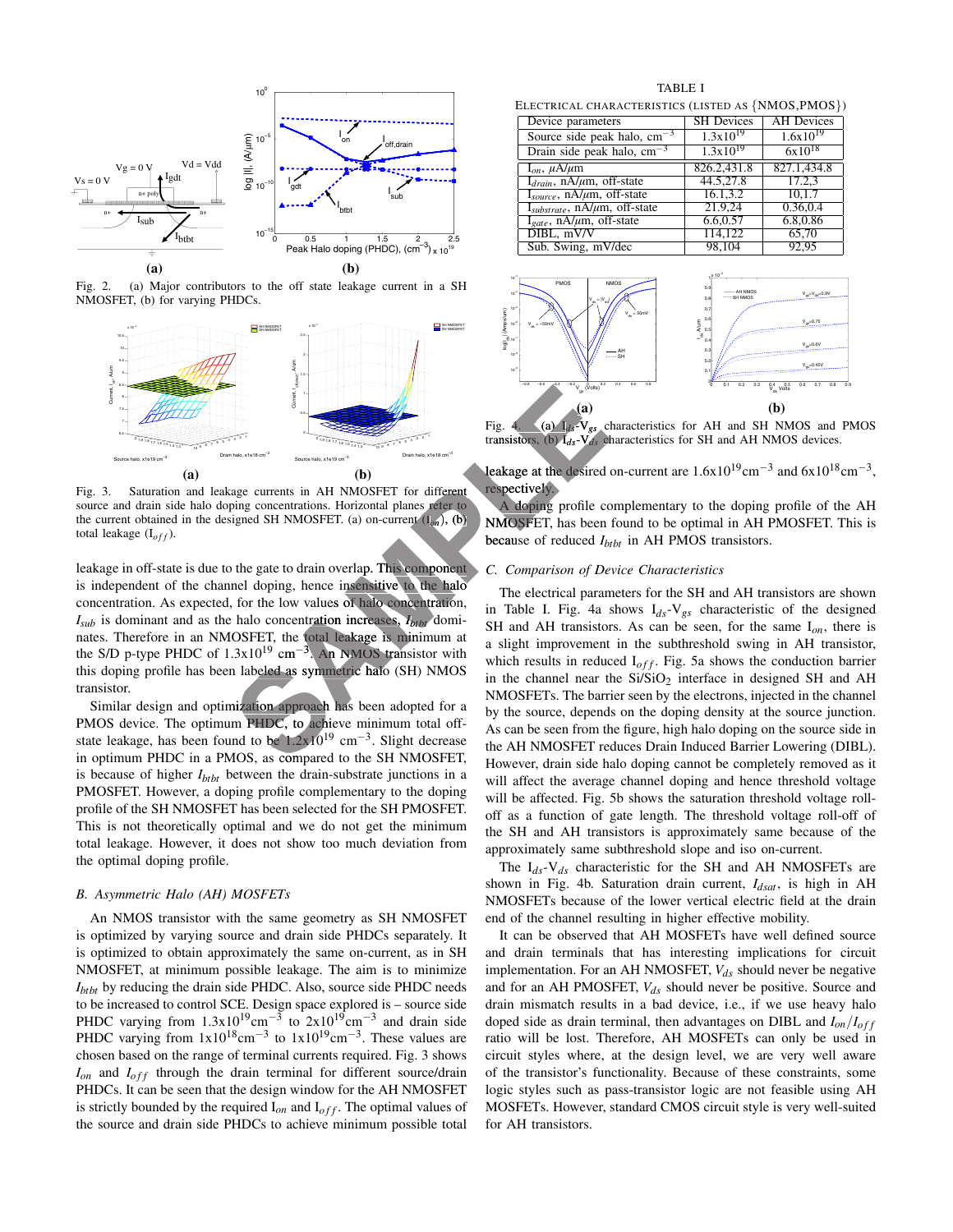Fig. 2. (a) Major contributors to the off state leakage current in a SH NMOSFET, (b) for varying PHDCs.

Fig. 3. Saturation and leakage currents in AH NMOSFET for different source and drain side halo doping concentrations. Horizontal planes refer to the current obtained in the designed SH NMOSFET. (a) on-current ($I_{on}$), (b) total leakage ($I_{off}$).

leakage in off-state is due to the gate to drain overlap. This component is independent of the channel doping, hence insensitive to the halo concentration. As expected, for the low values of halo concentration, $I_{sub}$ is dominant and as the halo concentration increases, $I_{btbt}$ dominates. Therefore in an NMOSFET, the total leakage is minimum at the S/D p-type PHDC of 1.3x10$^{19}$ cm$^{-3}$. An NMOS transistor with this doping profile has been labeled as symmetric halo (SH) NMOS transistor.

Similar design and optimization approach has been adopted for a PMOS device. The optimum PHDC, to achieve minimum total off-state leakage, has been found to be 1.2x10$^{19}$ cm$^{-3}$. Slight decrease in optimum PHDC in a PMOS, as compared to the SH NMOSFET, is because of higher $I_{btbt}$ between the drain-substrate junctions in a PMOSFET. However, a doping profile complementary to the doping profile of the SH NMOSFET has been selected for the SH PMOSFET. This is not theoretically optimal and we do not get the minimum total leakage. However, it does not show too much deviation from the optimal doping profile.

### B. Asymmetric Halo (AH) MOSFETs

An NMOS transistor with the same geometry as SH NMOSFET is optimized by varying source and drain side PHDCs separately. It is optimized to obtain approximately the same on-current, as in SH NMOSFET, at minimum possible leakage. The aim is to minimize $I_{btbt}$ by reducing the drain side PHDC. Also, source side PHDC needs to be increased to control SCE. Design space explored is – source side PHDC varying from 1.3x10$^{19}$cm$^{-3}$ to 2x10$^{19}$cm$^{-3}$ and drain side PHDC varying from 1x10$^{18}$cm$^{-3}$ to 1x10$^{19}$cm$^{-3}$. These values are chosen based on the range of terminal currents required. Fig. 3 shows $I_{on}$ and $I_{off}$ through the drain terminal for different source/drain PHDCs. It can be seen that the design window for the AH NMOSFET is strictly bounded by the required $I_{on}$ and $I_{off}$. The optimal values of the source and drain side PHDCs to achieve minimum possible total leakage at the desired on-current are 1.6x10$^{19}$cm$^{-3}$ and 6x10$^{18}$cm$^{-3}$, respectively.

A doping profile complementary to the doping profile of the AH NMOSFET, has been found to be optimal in AH PMOSFET. This is because of reduced $I_{btbt}$ in AH PMOS transistors.

TABLE I
ELECTRICAL CHARACTERISTICS (LISTED AS {NMOS,PMOS})

| Device parameters | SH Devices | AH Devices |
|---|---|---|
| Source side peak halo, cm$^{-3}$ | 1.3x10$^{19}$ | 1.6x10$^{19}$ |
| Drain side peak halo, cm$^{-3}$ | 1.3x10$^{19}$ | 6x10$^{18}$ |
| $I_{on}$, $\mu$A/$\mu$m | 826.2,431.8 | 827.1,434.8 |
| $I_{drain}$, nA/$\mu$m, off-state | 44.5,27.8 | 17.2,3 |
| $I_{source}$, nA/$\mu$m, off-state | 16.1,3.2 | 10,1.7 |
| $I_{substrate}$, nA/$\mu$m, off-state | 21.9,24 | 0.36,0.4 |
| $I_{gate}$, nA/$\mu$m, off-state | 6.6,0.57 | 6.8,0.86 |
| DIBL, mV/V | 114,122 | 65,70 |
| Sub. Swing, mV/dec | 98,104 | 92,95 |

Fig. 4. (a) $I_{ds}$-$V_{gs}$ characteristics for AH and SH NMOS and PMOS transistors, (b) $I_{ds}$-$V_{ds}$ characteristics for SH and AH NMOS devices.

### C. Comparison of Device Characteristics

The electrical parameters for the SH and AH transistors are shown in Table I. Fig. 4a shows $I_{ds}$-$V_{gs}$ characteristic of the designed SH and AH transistors. As can be seen, for the same $I_{on}$, there is a slight improvement in the subthreshold swing in AH transistor, which results in reduced $I_{off}$. Fig. 5a shows the conduction barrier in the channel near the Si/SiO$_2$ interface in designed SH and AH NMOSFETs. The barrier seen by the electrons, injected in the channel by the source, depends on the doping density at the source junction. As can be seen from the figure, high halo doping on the source side in the AH NMOSFET reduces Drain Induced Barrier Lowering (DIBL). However, drain side halo doping cannot be completely removed as it will affect the average channel doping and hence threshold voltage will be affected. Fig. 5b shows the saturation threshold voltage roll-off as a function of gate length. The threshold voltage roll-off of the SH and AH transistors is approximately same because of the approximately same subthreshold slope and iso on-current.

The $I_{ds}$-$V_{ds}$ characteristic for the SH and AH NMOSFETs are shown in Fig. 4b. Saturation drain current, $I_{dsat}$, is high in AH NMOSFETs because of the lower vertical electric field at the drain end of the channel resulting in higher effective mobility.

It can be observed that AH MOSFETs have well defined source and drain terminals that has interesting implications for circuit implementation. For an AH NMOSFET, $V_{ds}$ should never be negative and for an AH PMOSFET, $V_{ds}$ should never be positive. Source and drain mismatch results in a bad device, i.e., if we use heavy halo doped side as drain terminal, then advantages on DIBL and $I_{on}/I_{off}$ ratio will be lost. Therefore, AH MOSFETs can only be used in circuit styles where, at the design level, we are very well aware of the transistor's functionality. Because of these constraints, some logic styles such as pass-transistor logic are not feasible using AH MOSFETs. However, standard CMOS circuit style is very well-suited for AH transistors.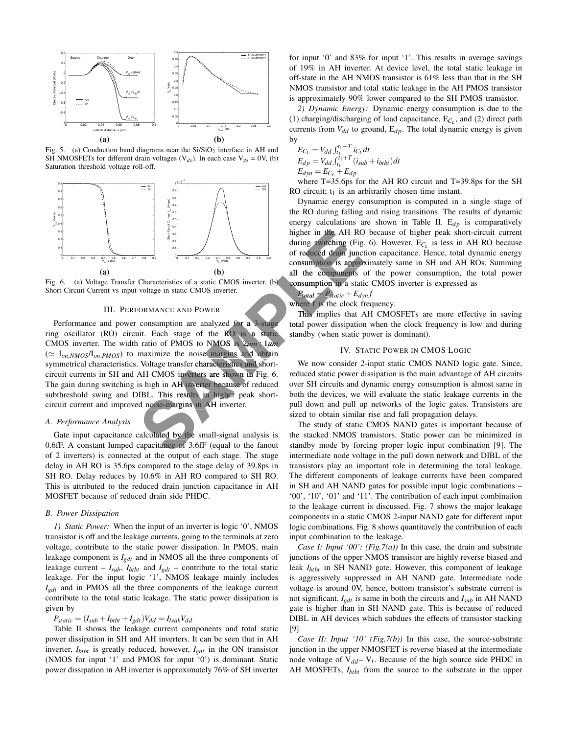Fig. 5. (a) Conduction band diagrams near the Si/SiO$_2$ interface in AH and SH NMOSFETs for different drain voltages (V$_{ds}$). In each case V$_{gs}$ = 0V, (b) Saturation threshold voltage roll-off.

Fig. 6. (a) Voltage Transfer Characteristics of a static CMOS inverter, (b) Short Circuit Current vs input voltage in static CMOS inverter.

## III. Performance and Power

Performance and power consumption are analyzed for a 3-stage ring oscillator (RO) circuit. Each stage of the RO is a static CMOS inverter. The width ratio of PMOS to NMOS is $2\mu m : 1\mu m$ ($\simeq I_{on,NMOS}/I_{on,PMOS}$) to maximize the noise margins and obtain symmetrical characteristics. Voltage transfer characteristics and short-circuit currents in SH and AH CMOS inverters are shown in Fig. 6. The gain during switching is high in AH inverter because of reduced subthreshold swing and DIBL. This results in higher peak short-circuit current and improved noise-margins in AH inverter.

### A. Performance Analysis

Gate input capacitance calculated by the small-signal analysis is 0.6fF. A constant lumped capacitance of 3.6fF (equal to the fanout of 2 inverters) is connected at the output of each stage. The stage delay in AH RO is 35.6ps compared to the stage delay of 39.8ps in SH RO. Delay reduces by 10.6% in AH RO compared to SH RO. This is attributed to the reduced drain junction capacitance in AH MOSFET because of reduced drain side PHDC.

### B. Power Dissipation

*1) Static Power:* When the input of an inverter is logic '0', NMOS transistor is off and the leakage currents, going to the terminals at zero voltage, contribute to the static power dissipation. In PMOS, main leakage component is $I_{gdt}$ and in NMOS all the three components of leakage current – $I_{sub}$, $I_{btbt}$ and $I_{gdt}$ – contribute to the total static leakage. For the input logic '1', NMOS leakage mainly includes $I_{gdt}$ and in PMOS all the three components of the leakage current contribute to the total static leakage. The static power dissipation is given by

$$P_{static} = (I_{sub} + I_{btbt} + I_{gdt})V_{dd} = I_{leak}V_{dd}$$

Table II shows the leakage current components and total static power dissipation in SH and AH inverters. It can be seen that in AH inverter, $I_{btbt}$ is greatly reduced, however, $I_{gdt}$ in the ON transistor (NMOS for input '1' and PMOS for input '0') is dominant. Static power dissipation in AH inverter is approximately 76% of SH inverter for input '0' and 83% for input '1'. This results in average savings of 19% in AH inverter. At device level, the total static leakage in off-state in the AH NMOS transistor is 61% less than that in the SH NMOS transistor and total static leakage in the AH PMOS transistor is approximately 90% lower compared to the SH PMOS transistor.

*2) Dynamic Energy:* Dynamic energy consumption is due to the (1) charging/discharging of load capacitance, $E_{C_L}$, and (2) direct path currents from $V_{dd}$ to ground, $E_{dp}$. The total dynamic energy is given by

$$E_{C_L} = V_{dd}\int_{t_1}^{t_1+T} i_{C_L}dt$$
$$E_{dp} = V_{dd}\int_{t_1}^{t_1+T} (i_{sub} + i_{btbt})dt$$
$$E_{dyn} = E_{C_L} + E_{dp}$$

where T=35.6ps for the AH RO circuit and T=39.8ps for the SH RO circuit; $t_1$ is an arbitrarily chosen time instant.

Dynamic energy consumption is computed in a single stage of the RO during falling and rising transitions. The results of dynamic energy calculations are shown in Table II. $E_{dp}$ is comparatively higher in the AH RO because of higher peak short-circuit current during switching (Fig. 6). However, $E_{C_L}$ is less in AH RO because of reduced drain junction capacitance. Hence, total dynamic energy consumption is approximately same in SH and AH ROs. Summing all the components of the power consumption, the total power consumption in a static CMOS inverter is expressed as

$$P_{total} = P_{static} + E_{dyn}f$$

where f is the clock frequency.

This implies that AH CMOSFETs are more effective in saving total power dissipation when the clock frequency is low and during standby (when static power is dominant).

## IV. Static Power in CMOS Logic

We now consider 2-input static CMOS NAND logic gate. Since, reduced static power dissipation is the main advantage of AH circuits over SH circuits and dynamic energy consumption is almost same in both the devices, we will evaluate the static leakage currents in the pull down and pull up networks of the logic gates. Transistors are sized to obtain similar rise and fall propagation delays.

The study of static CMOS NAND gates is important because of the stacked NMOS transistors. Static power can be minimized in standby mode by forcing proper logic input combination [9]. The intermediate node voltage in the pull down network and DIBL of the transistors play an important role in determining the total leakage. The different components of leakage currents have been compared in SH and AH NAND gates for possible input logic combinations – '00', '10', '01' and '11'. The contribution of each input combination to the leakage current is discussed. Fig. 7 shows the major leakage components in a static CMOS 2-input NAND gate for different input logic combinations. Fig. 8 shows quantitatively the contribution of each input combination to the leakage.

*Case I: Input '00': (Fig.7(a))* In this case, the drain and substrate junctions of the upper NMOS transistor are highly reverse biased and leak $I_{btbt}$ in SH NAND gate. However, this component of leakage is aggressively suppressed in AH NAND gate. Intermediate node voltage is around 0V, hence, bottom transistor's substrate current is not significant. $I_{gdt}$ is same in both the circuits and $I_{sub}$ in AH NAND gate is higher than in SH NAND gate. This is because of reduced DIBL in AH devices which subdues the effects of transistor stacking [9].

*Case II: Input '10' (Fig.7(b))* In this case, the source-substrate junction in the upper NMOSFET is reverse biased at the intermediate node voltage of $V_{dd} - V_t$. Because of the high source side PHDC in AH MOSFETs, $I_{btbt}$ from the source to the substrate in the upper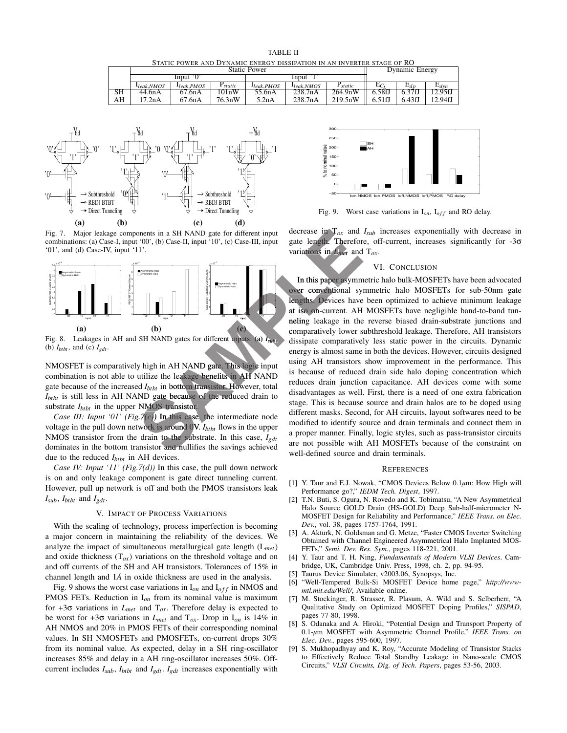TABLE II

STATIC POWER AND DYNAMIC ENERGY DISSIPATION IN AN INVERTER STAGE OF RO

| | Static Power | | | | | | Dynamic Energy | | |
|---|---|---|---|---|---|---|---|---|---|
| | Input '0' | | | Input '1' | | | | | |
| | $I_{leak,NMOS}$ | $I_{leak,PMOS}$ | $P_{static}$ | $I_{leak,PMOS}$ | $I_{leak,NMOS}$ | $P_{static}$ | $E_{C_L}$ | $E_{dp}$ | $E_{dyn}$ |
| SH | 44.6nA | 67.6nA | 101nW | 55.6nA | 238.7nA | 264.9nW | 6.58fJ | 6.37fJ | 12.95fJ |
| AH | 17.2nA | 67.6nA | 76.3nW | 5.2nA | 238.7nA | 219.5nW | 6.51fJ | 6.43fJ | 12.94fJ |

→ Subthreshold
→ RBDJ BTBT
→ Direct Tunneling

(a) (b) (c) (d)

Fig. 7. Major leakage components in a SH NAND gate for different input combinations: (a) Case-I, input '00', (b) Case-II, input '10', (c) Case-III, input '01', and (d) Case-IV, input '11'.

Asymmetric Halo
Symmetric Halo

(a) (b) (c)

Fig. 8. Leakages in AH and SH NAND gates for different inputs: (a) $I_{sub}$, (b) $I_{btbt}$, and (c) $I_{gdt}$.

NMOSFET is comparatively high in AH NAND gate. This logic input combination is not able to utilize the leakage benefits in AH NAND gate because of the increased $I_{btbt}$ in bottom transistor. However, total $I_{btbt}$ is still less in AH NAND gate because of the reduced drain to substrate $I_{btbt}$ in the upper NMOS transistor.

*Case III: Input '01' (Fig.7(c))* In this case, the intermediate node voltage in the pull down network is around 0V. $I_{btbt}$ flows in the upper NMOS transistor from the drain to the substrate. In this case, $I_{gdt}$ dominates in the bottom transistor and nullifies the savings achieved due to the reduced $I_{btbt}$ in AH devices.

*Case IV: Input '11' (Fig.7(d))* In this case, the pull down network is on and only leakage component is gate direct tunneling current. However, pull up network is off and both the PMOS transistors leak $I_{sub}$, $I_{btbt}$ and $I_{gdt}$.

## V. IMPACT OF PROCESS VARIATIONS

With the scaling of technology, process imperfection is becoming a major concern in maintaining the reliability of the devices. We analyze the impact of simultaneous metallurgical gate length ($L_{met}$) and oxide thickness ($T_{ox}$) variations on the threshold voltage and on and off currents of the SH and AH transistors. Tolerances of 15% in channel length and 1Å in oxide thickness are used in the analysis.

Fig. 9 shows the worst case variations in $I_{on}$ and $I_{off}$ in NMOS and PMOS FETs. Reduction in $I_{on}$ from its nominal value is maximum for +3σ variations in $L_{met}$ and $T_{ox}$. Therefore delay is expected to be worst for +3σ variations in $L_{met}$ and $T_{ox}$. Drop in $I_{on}$ is 14% in AH NMOS and 20% in PMOS FETs of their corresponding nominal values. In SH NMOSFETs and PMOSFETs, on-current drops 30% from its nominal value. As expected, delay in a SH ring-oscillator increases 85% and delay in a AH ring-oscillator increases 50%. Off-current includes $I_{sub}$, $I_{btbt}$ and $I_{gdt}$. $I_{gdt}$ increases exponentially with

SH
AH
% to nominal value
Ion,NMOS Ion,PMOS Ioff,NMOS Ioff,PMOS RO delay

Fig. 9. Worst case variations in $I_{on}$, $I_{off}$ and RO delay.

decrease in $T_{ox}$ and $I_{sub}$ increases exponentially with decrease in gate length. Therefore, off-current, increases significantly for -3σ variations in $L_{met}$ and $T_{ox}$.

## VI. CONCLUSION

In this paper asymmetric halo bulk-MOSFETs have been advocated over conventional symmetric halo MOSFETs for sub-50nm gate lengths. Devices have been optimized to achieve minimum leakage at iso on-current. AH MOSFETs have negligible band-to-band tunneling leakage in the reverse biased drain-substrate junctions and comparatively lower subthreshold leakage. Therefore, AH transistors dissipate comparatively less static power in the circuits. Dynamic energy is almost same in both the devices. However, circuits designed using AH transistors show improvement in the performance. This is because of reduced drain side halo doping concentration which reduces drain junction capacitance. AH devices come with some disadvantages as well. First, there is a need of one extra fabrication stage. This is because source and drain halos are to be doped using different masks. Second, for AH circuits, layout softwares need to be modified to identify source and drain terminals and connect them in a proper manner. Finally, logic styles, such as pass-transistor circuits are not possible with AH MOSFETs because of the constraint on well-defined source and drain terminals.

## REFERENCES

[1] Y. Taur and E.J. Nowak, "CMOS Devices Below 0.1$\mu$m: How High will Performance go?," *IEDM Tech. Digest*, 1997.

[2] T.N. Buti, S. Ogura, N. Rovedo and K. Tobimatsu, "A New Asymmetrical Halo Source GOLD Drain (HS-GOLD) Deep Sub-half-micrometer N-MOSFET Design for Reliability and Performance," *IEEE Trans. on Elec. Dev.*, vol. 38, pages 1757-1764, 1991.

[3] A. Akturk, N. Goldsman and G. Metze, "Faster CMOS Inverter Switching Obtained with Channel Engineered Asymmetrical Halo Implanted MOSFETs," *Semi. Dev. Res. Sym.*, pages 118-221, 2001.

[4] Y. Taur and T. H. Ning, *Fundamentals of Modern VLSI Devices*. Cambridge, UK, Cambridge Univ. Press, 1998, ch. 2, pp. 94-95.

[5] Taurus Device Simulater, v2003.06, Synopsys, Inc.

[6] "Well-Tempered Bulk-Si MOSFET Device home page," *http://www-mtl.mit.edu/Well/*, Available online.

[7] M. Stockinger, R. Strasser, R. Plasum, A. Wild and S. Selberherr, "A Qualitative Study on Optimized MOSFET Doping Profiles," *SISPAD*, pages 77-80, 1998.

[8] S. Odanaka and A. Hiroki, "Potential Design and Transport Property of 0.1-$\mu$m MOSFET with Asymmetric Channel Profile," *IEEE Trans. on Elec. Dev.*, pages 595-600, 1997.

[9] S. Mukhopadhyay and K. Roy, "Accurate Modeling of Transistor Stacks to Effectively Reduce Total Standby Leakage in Nano-scale CMOS Circuits," *VLSI Circuits, Dig. of Tech. Papers*, pages 53-56, 2003.